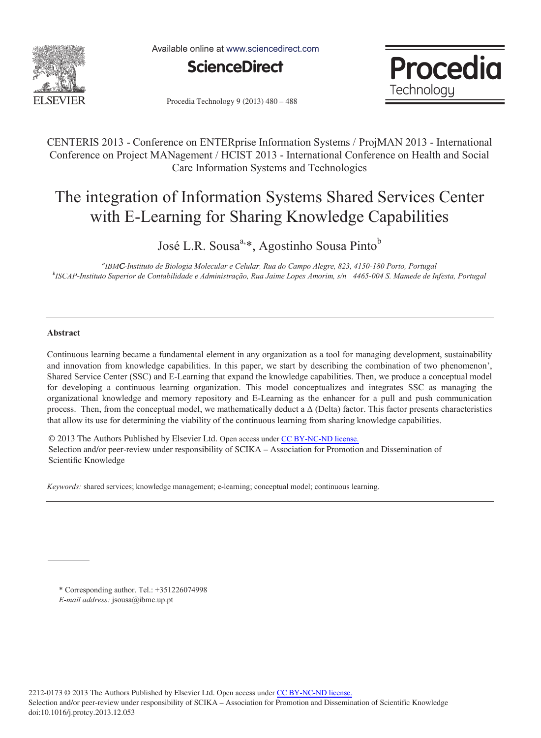CENTERIS 2013 - Conference on ENTERprise Information Systems / ProjMAN 2013 - International Conference on Project MANagement / HCIST 2013 - International Conference on Health and Social Care Information Systems and Technologies

# The integration of Information Systems Shared Services Center with E-Learning for Sharing Knowledge Capabilities

José L.R. Sousa[a,*], Agostinho Sousa Pinto[b]

[a]*IBMC-Instituto de Biologia Molecular e Celular, Rua do Campo Alegre, 823, 4150-180 Porto, Portugal*
[b]*ISCAP-Instituto Superior de Contabilidade e Administração, Rua Jaime Lopes Amorim, s/n 4465-004 S. Mamede de Infesta, Portugal*

---

### Abstract

Continuous learning became a fundamental element in any organization as a tool for managing development, sustainability and innovation from knowledge capabilities. In this paper, we start by describing the combination of two phenomenon', Shared Service Center (SSC) and E-Learning that expand the knowledge capabilities. Then, we produce a conceptual model for developing a continuous learning organization. This model conceptualizes and integrates SSC as managing the organizational knowledge and memory repository and E-Learning as the enhancer for a pull and push communication process. Then, from the conceptual model, we mathematically deduct a Δ (Delta) factor. This factor presents characteristics that allow its use for determining the viability of the continuous learning from sharing knowledge capabilities.

© 2013 The Authors Published by Elsevier Ltd. Open access under CC BY-NC-ND license.
Selection and/or peer-review under responsibility of SCIKA – Association for Promotion and Dissemination of Scientific Knowledge

*Keywords:* shared services; knowledge management; e-learning; conceptual model; continuous learning.

---

\* Corresponding author. Tel.: +351226074998
*E-mail address:* jsousa@ibmc.up.pt

2212-0173 © 2013 The Authors Published by Elsevier Ltd. Open access under CC BY-NC-ND license.
Selection and/or peer-review under responsibility of SCIKA – Association for Promotion and Dissemination of Scientific Knowledge
doi:10.1016/j.protcy.2013.12.053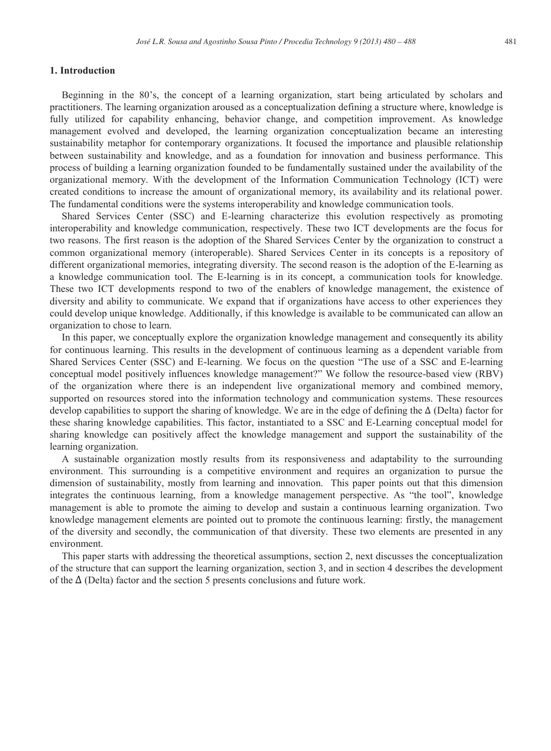## 1. Introduction

Beginning in the 80's, the concept of a learning organization, start being articulated by scholars and practitioners. The learning organization aroused as a conceptualization defining a structure where, knowledge is fully utilized for capability enhancing, behavior change, and competition improvement. As knowledge management evolved and developed, the learning organization conceptualization became an interesting sustainability metaphor for contemporary organizations. It focused the importance and plausible relationship between sustainability and knowledge, and as a foundation for innovation and business performance. This process of building a learning organization founded to be fundamentally sustained under the availability of the organizational memory. With the development of the Information Communication Technology (ICT) were created conditions to increase the amount of organizational memory, its availability and its relational power. The fundamental conditions were the systems interoperability and knowledge communication tools.

Shared Services Center (SSC) and E-learning characterize this evolution respectively as promoting interoperability and knowledge communication, respectively. These two ICT developments are the focus for two reasons. The first reason is the adoption of the Shared Services Center by the organization to construct a common organizational memory (interoperable). Shared Services Center in its concepts is a repository of different organizational memories, integrating diversity. The second reason is the adoption of the E-learning as a knowledge communication tool. The E-learning is in its concept, a communication tools for knowledge. These two ICT developments respond to two of the enablers of knowledge management, the existence of diversity and ability to communicate. We expand that if organizations have access to other experiences they could develop unique knowledge. Additionally, if this knowledge is available to be communicated can allow an organization to chose to learn.

In this paper, we conceptually explore the organization knowledge management and consequently its ability for continuous learning. This results in the development of continuous learning as a dependent variable from Shared Services Center (SSC) and E-learning. We focus on the question "The use of a SSC and E-learning conceptual model positively influences knowledge management?" We follow the resource-based view (RBV) of the organization where there is an independent live organizational memory and combined memory, supported on resources stored into the information technology and communication systems. These resources develop capabilities to support the sharing of knowledge. We are in the edge of defining the Δ (Delta) factor for these sharing knowledge capabilities. This factor, instantiated to a SSC and E-Learning conceptual model for sharing knowledge can positively affect the knowledge management and support the sustainability of the learning organization.

A sustainable organization mostly results from its responsiveness and adaptability to the surrounding environment. This surrounding is a competitive environment and requires an organization to pursue the dimension of sustainability, mostly from learning and innovation. This paper points out that this dimension integrates the continuous learning, from a knowledge management perspective. As "the tool", knowledge management is able to promote the aiming to develop and sustain a continuous learning organization. Two knowledge management elements are pointed out to promote the continuous learning: firstly, the management of the diversity and secondly, the communication of that diversity. These two elements are presented in any environment.

This paper starts with addressing the theoretical assumptions, section 2, next discusses the conceptualization of the structure that can support the learning organization, section 3, and in section 4 describes the development of the Δ (Delta) factor and the section 5 presents conclusions and future work.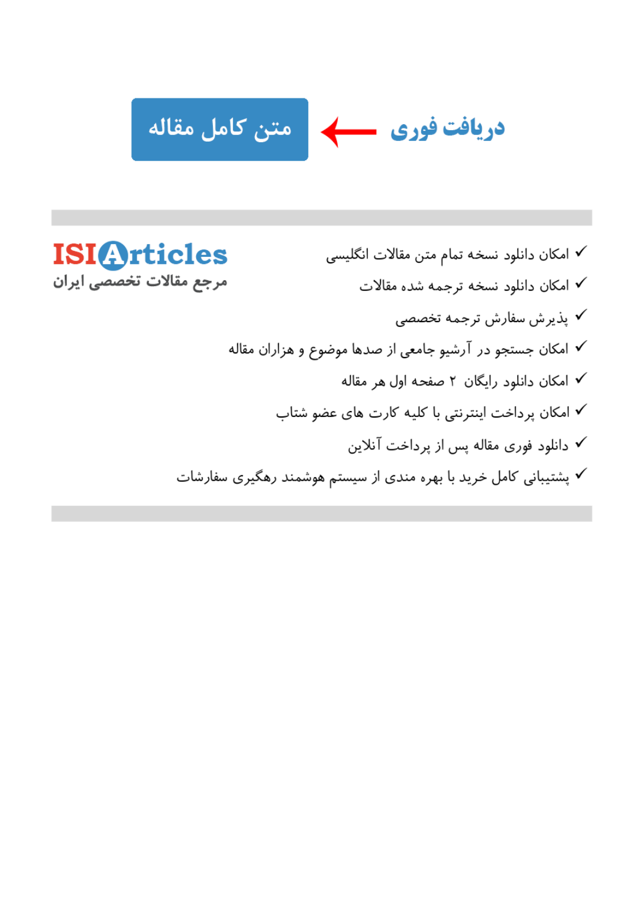دریافت فوری ← **متن کامل مقاله**

**ISIArticles**
مرجع مقالات تخصصی ایران

- ✓ امکان دانلود نسخه تمام متن مقالات انگلیسی
- ✓ امکان دانلود نسخه ترجمه شده مقالات
- ✓ پذیرش سفارش ترجمه تخصصی
- ✓ امکان جستجو در آرشیو جامعی از صدها موضوع و هزاران مقاله
- ✓ امکان دانلود رایگان ۲ صفحه اول هر مقاله
- ✓ امکان پرداخت اینترنتی با کلیه کارت های عضو شتاب
- ✓ دانلود فوری مقاله پس از پرداخت آنلاین
- ✓ پشتیبانی کامل خرید با بهره مندی از سیستم هوشمند رهگیری سفارشات